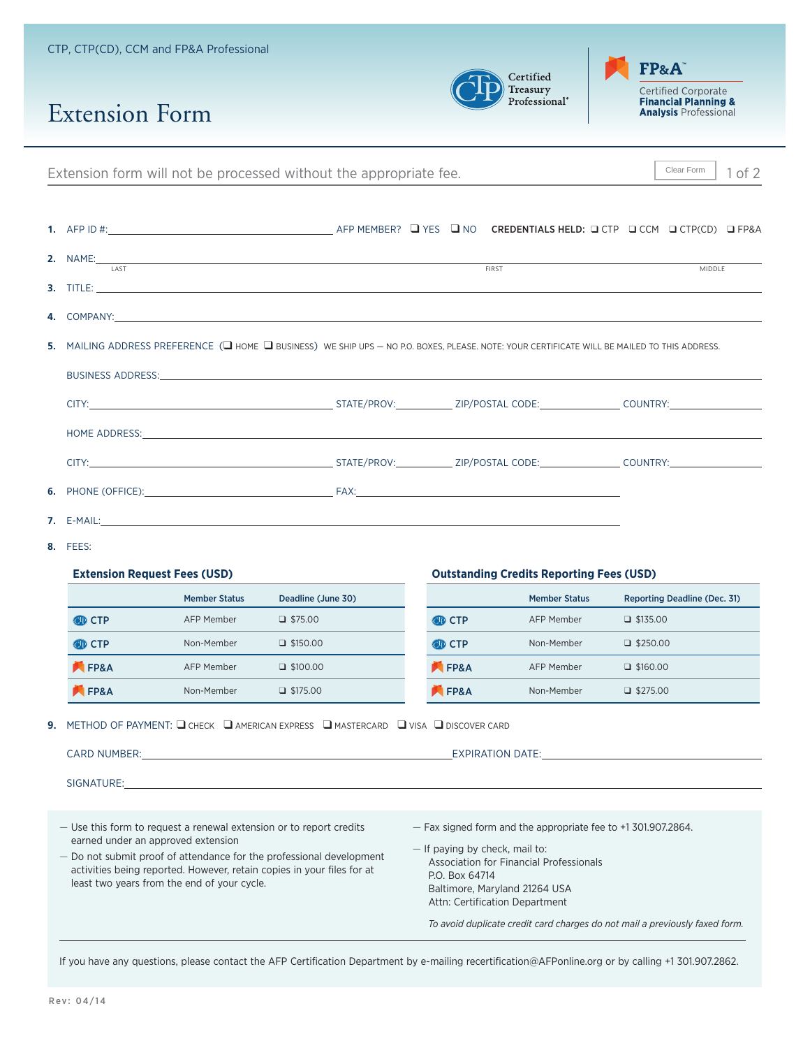CTP, CTP(CD), CCM and FP&A Professional

# Extension Form

Certified Treasury Professional®

FP&A™ Certified Corporate Financial Planning & Analysis Professional

Extension form will not be processed without the appropriate fee.

Clear Form

1. AFP ID #: ______________________ AFP MEMBER? ❑ YES ❑ NO CREDENTIALS HELD: ❑ CTP ❑ CCM ❑ CTP(CD) ❑ FP&A

2. NAME: ______________________ (LAST) ______________________ (FIRST) ______________________ (MIDDLE)

3. TITLE: ______________________

4. COMPANY: ______________________

5. MAILING ADDRESS PREFERENCE (❑ HOME ❑ BUSINESS) WE SHIP UPS — NO P.O. BOXES, PLEASE. NOTE: YOUR CERTIFICATE WILL BE MAILED TO THIS ADDRESS.

   BUSINESS ADDRESS: ______________________

   CITY: ______________ STATE/PROV: __________ ZIP/POSTAL CODE: __________ COUNTRY: __________

   HOME ADDRESS: ______________________

   CITY: ______________ STATE/PROV: __________ ZIP/POSTAL CODE: __________ COUNTRY: __________

6. PHONE (OFFICE): ______________________ FAX: ______________________

7. E-MAIL: ______________________

8. FEES:

**Extension Request Fees (USD)**

| | Member Status | Deadline (June 30) |
|---|---|---|
| CTP | AFP Member | ❑ $75.00 |
| CTP | Non-Member | ❑ $150.00 |
| FP&A | AFP Member | ❑ $100.00 |
| FP&A | Non-Member | ❑ $175.00 |

**Outstanding Credits Reporting Fees (USD)**

| | Member Status | Reporting Deadline (Dec. 31) |
|---|---|---|
| CTP | AFP Member | ❑ $135.00 |
| CTP | Non-Member | ❑ $250.00 |
| FP&A | AFP Member | ❑ $160.00 |
| FP&A | Non-Member | ❑ $275.00 |

9. METHOD OF PAYMENT: ❑ CHECK ❑ AMERICAN EXPRESS ❑ MASTERCARD ❑ VISA ❑ DISCOVER CARD

   CARD NUMBER: ______________________ EXPIRATION DATE: ______________________

   SIGNATURE: ______________________

— Use this form to request a renewal extension or to report credits earned under an approved extension

— Do not submit proof of attendance for the professional development activities being reported. However, retain copies in your files for at least two years from the end of your cycle.

— Fax signed form and the appropriate fee to +1 301.907.2864.

— If paying by check, mail to:
Association for Financial Professionals
P.O. Box 64714
Baltimore, Maryland 21264 USA
Attn: Certification Department

*To avoid duplicate credit card charges do not mail a previously faxed form.*

If you have any questions, please contact the AFP Certification Department by e-mailing recertification@AFPonline.org or by calling +1 301.907.2862.

Rev: 04/14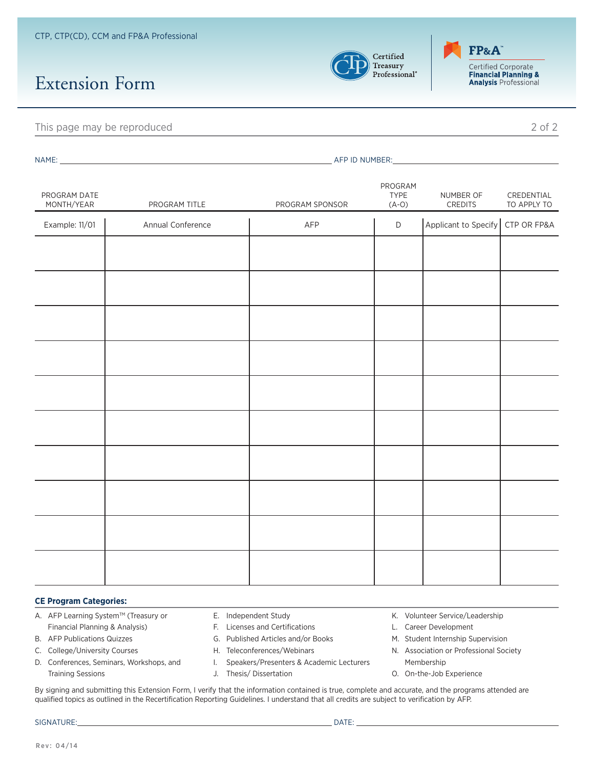CTP, CTP(CD), CCM and FP&A Professional

# Extension Form

Certified Treasury Professional®

FP&A™ Certified Corporate Financial Planning & Analysis Professional

This page may be reproduced

NAME: ____________________ AFP ID NUMBER: ____________________

| PROGRAM DATE MONTH/YEAR | PROGRAM TITLE | PROGRAM SPONSOR | PROGRAM TYPE (A-O) | NUMBER OF CREDITS | CREDENTIAL TO APPLY TO |
|---|---|---|---|---|---|
| Example: 11/01 | Annual Conference | AFP | D | Applicant to Specify | CTP OR FP&A |
| | | | | | |
| | | | | | |
| | | | | | |
| | | | | | |
| | | | | | |
| | | | | | |
| | | | | | |
| | | | | | |
| | | | | | |
| | | | | | |

**CE Program Categories:**

A. AFP Learning System™ (Treasury or Financial Planning & Analysis)
B. AFP Publications Quizzes
C. College/University Courses
D. Conferences, Seminars, Workshops, and Training Sessions
E. Independent Study
F. Licenses and Certifications
G. Published Articles and/or Books
H. Teleconferences/Webinars
I. Speakers/Presenters & Academic Lecturers
J. Thesis/ Dissertation
K. Volunteer Service/Leadership
L. Career Development
M. Student Internship Supervision
N. Association or Professional Society Membership
O. On-the-Job Experience

By signing and submitting this Extension Form, I verify that the information contained is true, complete and accurate, and the programs attended are qualified topics as outlined in the Recertification Reporting Guidelines. I understand that all credits are subject to verification by AFP.

SIGNATURE: ____________________ DATE: ____________________

Rev: 04/14